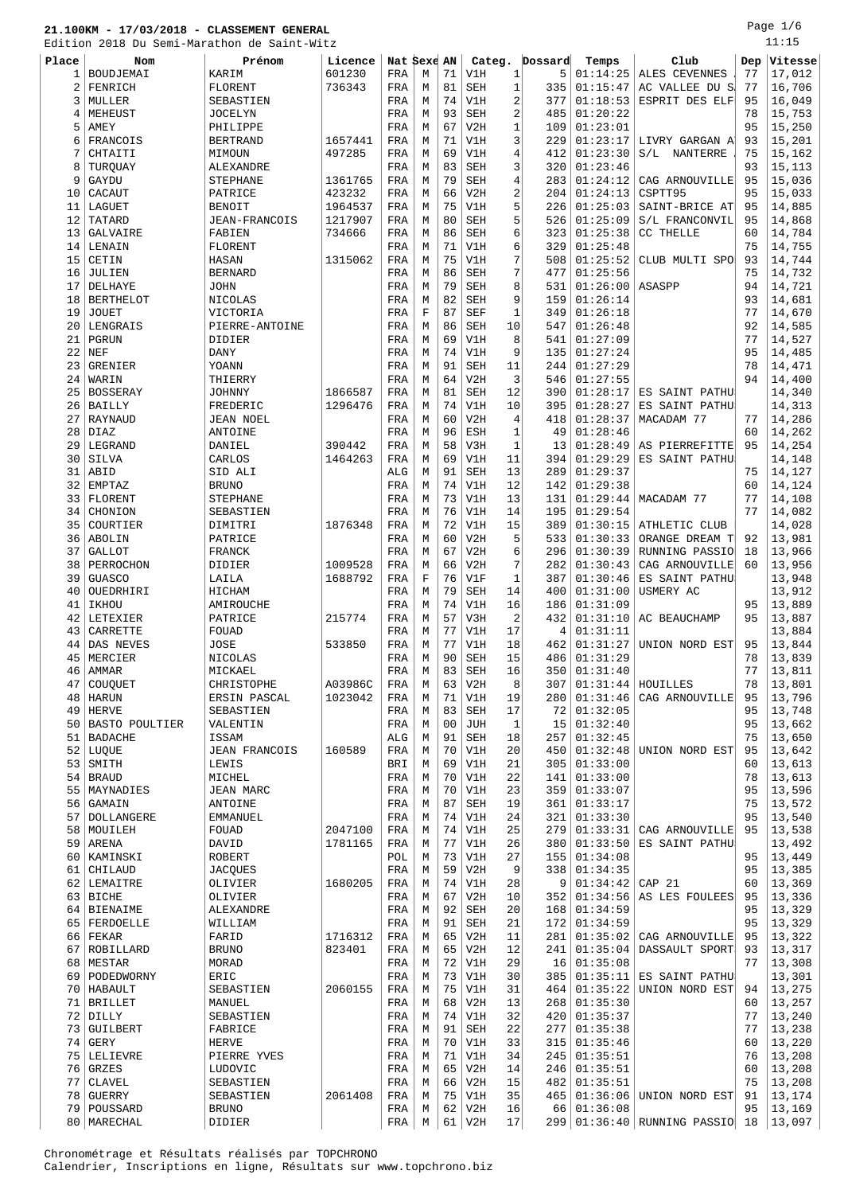**21.100KM - 17/03/2018 - CLASSEMENT GENERAL**

Edition 2018 Du Semi-Marathon de Saint-Witz

| Place | Nom | Prénom | Licence | Nat | Sexe | AN | Categ. | | Dossard | Temps | Club | Dep | Vitesse |
|---|---|---|---|---|---|---|---|---|---|---|---|---|---|
| 1 | BOUDJEMAI | KARIM | 601230 | FRA | M | 71 | V1H | 1 | 5 | 01:14:25 | ALES CEVENNES | 77 | 17,012 |
| 2 | FENRICH | FLORENT | 736343 | FRA | M | 81 | SEH | 1 | 335 | 01:15:47 | AC VALLEE DU S | 77 | 16,706 |
| 3 | MULLER | SEBASTIEN | | FRA | M | 74 | V1H | 2 | 377 | 01:18:53 | ESPRIT DES ELF | 95 | 16,049 |
| 4 | MEHEUST | JOCELYN | | FRA | M | 93 | SEH | 2 | 485 | 01:20:22 | | 78 | 15,753 |
| 5 | AMEY | PHILIPPE | | FRA | M | 67 | V2H | 1 | 109 | 01:23:01 | | 95 | 15,250 |
| 6 | FRANCOIS | BERTRAND | 1657441 | FRA | M | 71 | V1H | 3 | 229 | 01:23:17 | LIVRY GARGAN A | 93 | 15,201 |
| 7 | CHTAITI | MIMOUN | 497285 | FRA | M | 69 | V1H | 4 | 412 | 01:23:30 | S/L NANTERRE | 75 | 15,162 |
| 8 | TURQUAY | ALEXANDRE | | FRA | M | 83 | SEH | 3 | 320 | 01:23:46 | | 93 | 15,113 |
| 9 | GAYDU | STEPHANE | 1361765 | FRA | M | 79 | SEH | 4 | 283 | 01:24:12 | CAG ARNOUVILLE | 95 | 15,036 |
| 10 | CACAUT | PATRICE | 423232 | FRA | M | 66 | V2H | 2 | 204 | 01:24:13 | CSPTT95 | 95 | 15,033 |
| 11 | LAGUET | BENOIT | 1964537 | FRA | M | 75 | V1H | 5 | 226 | 01:25:03 | SAINT-BRICE AT | 95 | 14,885 |
| 12 | TATARD | JEAN-FRANCOIS | 1217907 | FRA | M | 80 | SEH | 5 | 526 | 01:25:09 | S/L FRANCONVIL | 95 | 14,868 |
| 13 | GALVAIRE | FABIEN | 734666 | FRA | M | 86 | SEH | 6 | 323 | 01:25:38 | CC THELLE | 60 | 14,784 |
| 14 | LENAIN | FLORENT | | FRA | M | 71 | V1H | 6 | 329 | 01:25:48 | | 75 | 14,755 |
| 15 | CETIN | HASAN | 1315062 | FRA | M | 75 | V1H | 7 | 508 | 01:25:52 | CLUB MULTI SPO | 93 | 14,744 |
| 16 | JULIEN | BERNARD | | FRA | M | 86 | SEH | 7 | 477 | 01:25:56 | | 75 | 14,732 |
| 17 | DELHAYE | JOHN | | FRA | M | 79 | SEH | 8 | 531 | 01:26:00 | ASASPP | 94 | 14,721 |
| 18 | BERTHELOT | NICOLAS | | FRA | M | 82 | SEH | 9 | 159 | 01:26:14 | | 93 | 14,681 |
| 19 | JOUET | VICTORIA | | FRA | F | 87 | SEF | 1 | 349 | 01:26:18 | | 77 | 14,670 |
| 20 | LENGRAIS | PIERRE-ANTOINE | | FRA | M | 86 | SEH | 10 | 547 | 01:26:48 | | 92 | 14,585 |
| 21 | PGRUN | DIDIER | | FRA | M | 69 | V1H | 8 | 541 | 01:27:09 | | 77 | 14,527 |
| 22 | NEF | DANY | | FRA | M | 74 | V1H | 9 | 135 | 01:27:24 | | 95 | 14,485 |
| 23 | GRENIER | YOANN | | FRA | M | 91 | SEH | 11 | 244 | 01:27:29 | | 78 | 14,471 |
| 24 | WARIN | THIERRY | | FRA | M | 64 | V2H | 3 | 546 | 01:27:55 | | 94 | 14,400 |
| 25 | BOSSERAY | JOHNNY | 1866587 | FRA | M | 81 | SEH | 12 | 390 | 01:28:17 | ES SAINT PATHU | | 14,340 |
| 26 | BAILLY | FREDERIC | 1296476 | FRA | M | 74 | V1H | 10 | 395 | 01:28:27 | ES SAINT PATHU | | 14,313 |
| 27 | RAYNAUD | JEAN NOEL | | FRA | M | 60 | V2H | 4 | 418 | 01:28:37 | MACADAM 77 | 77 | 14,286 |
| 28 | DIAZ | ANTOINE | | FRA | M | 96 | ESH | 1 | 49 | 01:28:46 | | 60 | 14,262 |
| 29 | LEGRAND | DANIEL | 390442 | FRA | M | 58 | V3H | 1 | 13 | 01:28:49 | AS PIERREFITTE | 95 | 14,254 |
| 30 | SILVA | CARLOS | 1464263 | FRA | M | 69 | V1H | 11 | 394 | 01:29:29 | ES SAINT PATHU | | 14,148 |
| 31 | ABID | SID ALI | | ALG | M | 91 | SEH | 13 | 289 | 01:29:37 | | 75 | 14,127 |
| 32 | EMPTAZ | BRUNO | | FRA | M | 74 | V1H | 12 | 142 | 01:29:38 | | 60 | 14,124 |
| 33 | FLORENT | STEPHANE | | FRA | M | 73 | V1H | 13 | 131 | 01:29:44 | MACADAM 77 | 77 | 14,108 |
| 34 | CHONION | SEBASTIEN | | FRA | M | 76 | V1H | 14 | 195 | 01:29:54 | | 77 | 14,082 |
| 35 | COURTIER | DIMITRI | 1876348 | FRA | M | 72 | V1H | 15 | 389 | 01:30:15 | ATHLETIC CLUB | | 14,028 |
| 36 | ABOLIN | PATRICE | | FRA | M | 60 | V2H | 5 | 533 | 01:30:33 | ORANGE DREAM T | 92 | 13,981 |
| 37 | GALLOT | FRANCK | | FRA | M | 67 | V2H | 6 | 296 | 01:30:39 | RUNNING PASSIO | 18 | 13,966 |
| 38 | PERROCHON | DIDIER | 1009528 | FRA | M | 66 | V2H | 7 | 282 | 01:30:43 | CAG ARNOUVILLE | 60 | 13,956 |
| 39 | GUASCO | LAILA | 1688792 | FRA | F | 76 | V1F | 1 | 387 | 01:30:46 | ES SAINT PATHU | | 13,948 |
| 40 | OUEDRHIRI | HICHAM | | FRA | M | 79 | SEH | 14 | 400 | 01:31:00 | USMERY AC | | 13,912 |
| 41 | IKHOU | AMIROUCHE | | FRA | M | 74 | V1H | 16 | 186 | 01:31:09 | | 95 | 13,889 |
| 42 | LETEXIER | PATRICE | 215774 | FRA | M | 57 | V3H | 2 | 432 | 01:31:10 | AC BEAUCHAMP | 95 | 13,887 |
| 43 | CARRETTE | FOUAD | | FRA | M | 77 | V1H | 17 | 4 | 01:31:11 | | | 13,884 |
| 44 | DAS NEVES | JOSE | 533850 | FRA | M | 77 | V1H | 18 | 462 | 01:31:27 | UNION NORD EST | 95 | 13,844 |
| 45 | MERCIER | NICOLAS | | FRA | M | 90 | SEH | 15 | 486 | 01:31:29 | | 78 | 13,839 |
| 46 | AMMAR | MICKAEL | | FRA | M | 83 | SEH | 16 | 350 | 01:31:40 | | 77 | 13,811 |
| 47 | COUQUET | CHRISTOPHE | A03986C | FRA | M | 63 | V2H | 8 | 307 | 01:31:44 | HOUILLES | 78 | 13,801 |
| 48 | HARUN | ERSIN PASCAL | 1023042 | FRA | M | 71 | V1H | 19 | 280 | 01:31:46 | CAG ARNOUVILLE | 95 | 13,796 |
| 49 | HERVE | SEBASTIEN | | FRA | M | 83 | SEH | 17 | 72 | 01:32:05 | | 95 | 13,748 |
| 50 | BASTO POULTIER | VALENTIN | | FRA | M | 00 | JUH | 1 | 15 | 01:32:40 | | 95 | 13,662 |
| 51 | BADACHE | ISSAM | | ALG | M | 91 | SEH | 18 | 257 | 01:32:45 | | 75 | 13,650 |
| 52 | LUQUE | JEAN FRANCOIS | 160589 | FRA | M | 70 | V1H | 20 | 450 | 01:32:48 | UNION NORD EST | 95 | 13,642 |
| 53 | SMITH | LEWIS | | BRI | M | 69 | V1H | 21 | 305 | 01:33:00 | | 60 | 13,613 |
| 54 | BRAUD | MICHEL | | FRA | M | 70 | V1H | 22 | 141 | 01:33:00 | | 78 | 13,613 |
| 55 | MAYNADIES | JEAN MARC | | FRA | M | 70 | V1H | 23 | 359 | 01:33:07 | | 95 | 13,596 |
| 56 | GAMAIN | ANTOINE | | FRA | M | 87 | SEH | 19 | 361 | 01:33:17 | | 75 | 13,572 |
| 57 | DOLLANGERE | EMMANUEL | | FRA | M | 74 | V1H | 24 | 321 | 01:33:30 | | 95 | 13,540 |
| 58 | MOUILEH | FOUAD | 2047100 | FRA | M | 74 | V1H | 25 | 279 | 01:33:31 | CAG ARNOUVILLE | 95 | 13,538 |
| 59 | ARENA | DAVID | 1781165 | FRA | M | 77 | V1H | 26 | 380 | 01:33:50 | ES SAINT PATHU | | 13,492 |
| 60 | KAMINSKI | ROBERT | | POL | M | 73 | V1H | 27 | 155 | 01:34:08 | | 95 | 13,449 |
| 61 | CHILAUD | JACQUES | | FRA | M | 59 | V2H | 9 | 338 | 01:34:35 | | 95 | 13,385 |
| 62 | LEMAITRE | OLIVIER | 1680205 | FRA | M | 74 | V1H | 28 | 9 | 01:34:42 | CAP 21 | 60 | 13,369 |
| 63 | BICHE | OLIVIER | | FRA | M | 67 | V2H | 10 | 352 | 01:34:56 | AS LES FOULEES | 95 | 13,336 |
| 64 | BIENAIME | ALEXANDRE | | FRA | M | 92 | SEH | 20 | 168 | 01:34:59 | | 95 | 13,329 |
| 65 | FERDOELLE | WILLIAM | | FRA | M | 91 | SEH | 21 | 172 | 01:34:59 | | 95 | 13,329 |
| 66 | FEKAR | FARID | 1716312 | FRA | M | 65 | V2H | 11 | 281 | 01:35:02 | CAG ARNOUVILLE | 95 | 13,322 |
| 67 | ROBILLARD | BRUNO | 823401 | FRA | M | 65 | V2H | 12 | 241 | 01:35:04 | DASSAULT SPORT | 93 | 13,317 |
| 68 | MESTAR | MORAD | | FRA | M | 72 | V1H | 29 | 16 | 01:35:08 | | 77 | 13,308 |
| 69 | PODEDWORNY | ERIC | | FRA | M | 73 | V1H | 30 | 385 | 01:35:11 | ES SAINT PATHU | | 13,301 |
| 70 | HABAULT | SEBASTIEN | 2060155 | FRA | M | 75 | V1H | 31 | 464 | 01:35:22 | UNION NORD EST | 94 | 13,275 |
| 71 | BRILLET | MANUEL | | FRA | M | 68 | V2H | 13 | 268 | 01:35:30 | | 60 | 13,257 |
| 72 | DILLY | SEBASTIEN | | FRA | M | 74 | V1H | 32 | 420 | 01:35:37 | | 77 | 13,240 |
| 73 | GUILBERT | FABRICE | | FRA | M | 91 | SEH | 22 | 277 | 01:35:38 | | 77 | 13,238 |
| 74 | GERY | HERVE | | FRA | M | 70 | V1H | 33 | 315 | 01:35:46 | | 60 | 13,220 |
| 75 | LELIEVRE | PIERRE YVES | | FRA | M | 71 | V1H | 34 | 245 | 01:35:51 | | 76 | 13,208 |
| 76 | GRZES | LUDOVIC | | FRA | M | 65 | V2H | 14 | 246 | 01:35:51 | | 60 | 13,208 |
| 77 | CLAVEL | SEBASTIEN | | FRA | M | 66 | V2H | 15 | 482 | 01:35:51 | | 75 | 13,208 |
| 78 | GUERRY | SEBASTIEN | 2061408 | FRA | M | 75 | V1H | 35 | 465 | 01:36:06 | UNION NORD EST | 91 | 13,174 |
| 79 | POUSSARD | BRUNO | | FRA | M | 62 | V2H | 16 | 66 | 01:36:08 | | 95 | 13,169 |
| 80 | MARECHAL | DIDIER | | FRA | M | 61 | V2H | 17 | 299 | 01:36:40 | RUNNING PASSIO | 18 | 13,097 |

Chronométrage et Résultats réalisés par TOPCHRONO
Calendrier, Inscriptions en ligne, Résultats sur www.topchrono.biz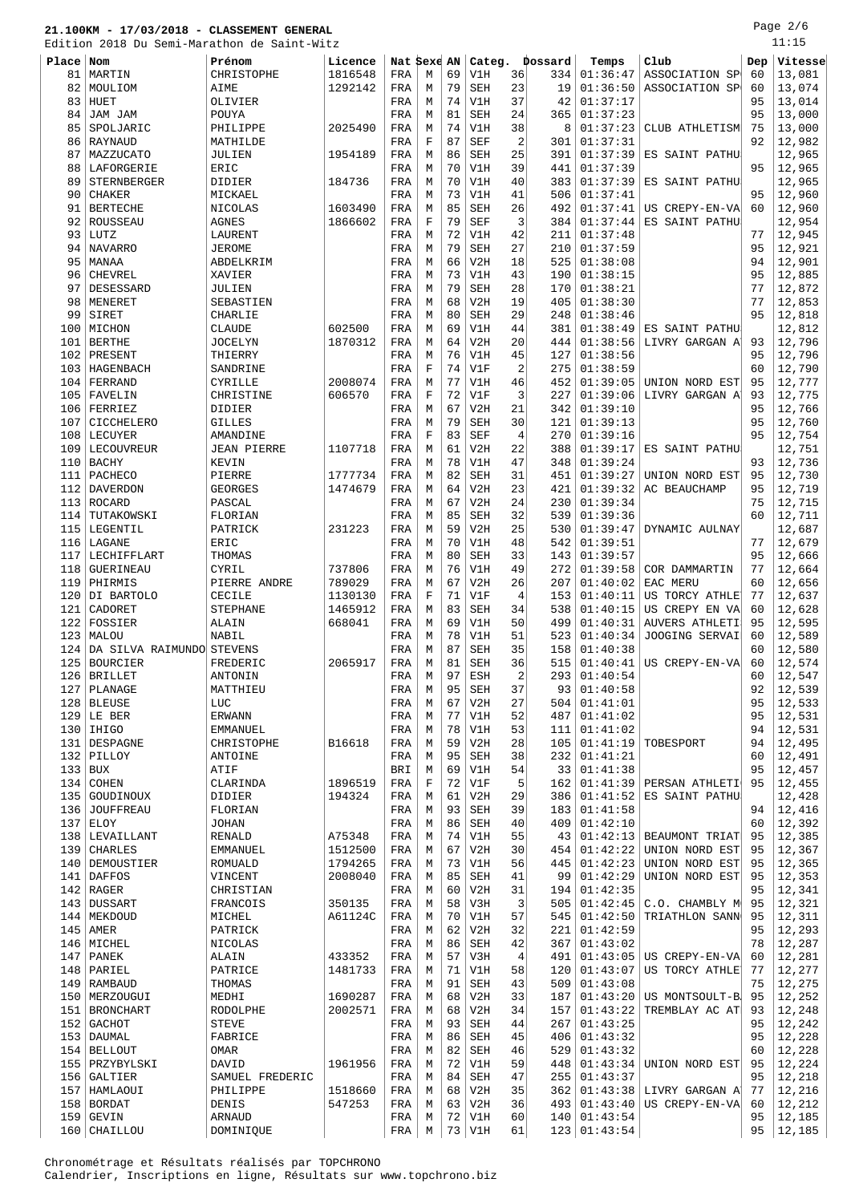**21.100KM - 17/03/2018 - CLASSEMENT GENERAL**
Edition 2018 Du Semi-Marathon de Saint-Witz

| Place | Nom | Prénom | Licence | Nat | Sexe | AN | Categ. | | Dossard | Temps | Club | Dep | Vitesse |
|---|---|---|---|---|---|---|---|---|---|---|---|---|---|
| 81 | MARTIN | CHRISTOPHE | 1816548 | FRA | M | 69 | V1H | 36 | 334 | 01:36:47 | ASSOCIATION SP | 60 | 13,081 |
| 82 | MOULIOM | AIME | 1292142 | FRA | M | 79 | SEH | 23 | 19 | 01:36:50 | ASSOCIATION SP | 60 | 13,074 |
| 83 | HUET | OLIVIER | | FRA | M | 74 | V1H | 37 | 42 | 01:37:17 | | 95 | 13,014 |
| 84 | JAM JAM | POUYA | | FRA | M | 81 | SEH | 24 | 365 | 01:37:23 | | 95 | 13,000 |
| 85 | SPOLJARIC | PHILIPPE | 2025490 | FRA | M | 74 | V1H | 38 | 8 | 01:37:23 | CLUB ATHLETISM | 75 | 13,000 |
| 86 | RAYNAUD | MATHILDE | | FRA | F | 87 | SEF | 2 | 301 | 01:37:31 | | 92 | 12,982 |
| 87 | MAZZUCATO | JULIEN | 1954189 | FRA | M | 86 | SEH | 25 | 391 | 01:37:39 | ES SAINT PATHU | | 12,965 |
| 88 | LAFORGERIE | ERIC | | FRA | M | 70 | V1H | 39 | 441 | 01:37:39 | | 95 | 12,965 |
| 89 | STERNBERGER | DIDIER | 184736 | FRA | M | 70 | V1H | 40 | 383 | 01:37:39 | ES SAINT PATHU | | 12,965 |
| 90 | CHAKER | MICKAEL | | FRA | M | 73 | V1H | 41 | 506 | 01:37:41 | | 95 | 12,960 |
| 91 | BERTECHE | NICOLAS | 1603490 | FRA | M | 85 | SEH | 26 | 492 | 01:37:41 | US CREPY-EN-VA | 60 | 12,960 |
| 92 | ROUSSEAU | AGNES | 1866602 | FRA | F | 79 | SEF | 3 | 384 | 01:37:44 | ES SAINT PATHU | | 12,954 |
| 93 | LUTZ | LAURENT | | FRA | M | 72 | V1H | 42 | 211 | 01:37:48 | | 77 | 12,945 |
| 94 | NAVARRO | JEROME | | FRA | M | 79 | SEH | 27 | 210 | 01:37:59 | | 95 | 12,921 |
| 95 | MANAA | ABDELKRIM | | FRA | M | 66 | V2H | 18 | 525 | 01:38:08 | | 94 | 12,901 |
| 96 | CHEVREL | XAVIER | | FRA | M | 73 | V1H | 43 | 190 | 01:38:15 | | 95 | 12,885 |
| 97 | DESESSARD | JULIEN | | FRA | M | 79 | SEH | 28 | 170 | 01:38:21 | | 77 | 12,872 |
| 98 | MENERET | SEBASTIEN | | FRA | M | 68 | V2H | 19 | 405 | 01:38:30 | | 77 | 12,853 |
| 99 | SIRET | CHARLIE | | FRA | M | 80 | SEH | 29 | 248 | 01:38:46 | | 95 | 12,818 |
| 100 | MICHON | CLAUDE | 602500 | FRA | M | 69 | V1H | 44 | 381 | 01:38:49 | ES SAINT PATHU | | 12,812 |
| 101 | BERTHE | JOCELYN | 1870312 | FRA | M | 64 | V2H | 20 | 444 | 01:38:56 | LIVRY GARGAN A | 93 | 12,796 |
| 102 | PRESENT | THIERRY | | FRA | M | 76 | V1H | 45 | 127 | 01:38:56 | | 95 | 12,796 |
| 103 | HAGENBACH | SANDRINE | | FRA | F | 74 | V1F | 2 | 275 | 01:38:59 | | 60 | 12,790 |
| 104 | FERRAND | CYRILLE | 2008074 | FRA | M | 77 | V1H | 46 | 452 | 01:39:05 | UNION NORD EST | 95 | 12,777 |
| 105 | FAVELIN | CHRISTINE | 606570 | FRA | F | 72 | V1F | 3 | 227 | 01:39:06 | LIVRY GARGAN A | 93 | 12,775 |
| 106 | FERRIEZ | DIDIER | | FRA | M | 67 | V2H | 21 | 342 | 01:39:10 | | 95 | 12,766 |
| 107 | CICCHELERO | GILLES | | FRA | M | 79 | SEH | 30 | 121 | 01:39:13 | | 95 | 12,760 |
| 108 | LECUYER | AMANDINE | | FRA | F | 83 | SEF | 4 | 270 | 01:39:16 | | 95 | 12,754 |
| 109 | LECOUVREUR | JEAN PIERRE | 1107718 | FRA | M | 61 | V2H | 22 | 388 | 01:39:17 | ES SAINT PATHU | | 12,751 |
| 110 | BACHY | KEVIN | | FRA | M | 78 | V1H | 47 | 348 | 01:39:24 | | 93 | 12,736 |
| 111 | PACHECO | PIERRE | 1777734 | FRA | M | 82 | SEH | 31 | 451 | 01:39:27 | UNION NORD EST | 95 | 12,730 |
| 112 | DAVERDON | GEORGES | 1474679 | FRA | M | 64 | V2H | 23 | 421 | 01:39:32 | AC BEAUCHAMP | 95 | 12,719 |
| 113 | ROCARD | PASCAL | | FRA | M | 67 | V2H | 24 | 230 | 01:39:34 | | 75 | 12,715 |
| 114 | TUTAKOWSKI | FLORIAN | | FRA | M | 85 | SEH | 32 | 539 | 01:39:36 | | 60 | 12,711 |
| 115 | LEGENTIL | PATRICK | 231223 | FRA | M | 59 | V2H | 25 | 530 | 01:39:47 | DYNAMIC AULNAY | | 12,687 |
| 116 | LAGANE | ERIC | | FRA | M | 70 | V1H | 48 | 542 | 01:39:51 | | 77 | 12,679 |
| 117 | LECHIFFLART | THOMAS | | FRA | M | 80 | SEH | 33 | 143 | 01:39:57 | | 95 | 12,666 |
| 118 | GUERINEAU | CYRIL | 737806 | FRA | M | 76 | V1H | 49 | 272 | 01:39:58 | COR DAMMARTIN | 77 | 12,664 |
| 119 | PHIRMIS | PIERRE ANDRE | 789029 | FRA | M | 67 | V2H | 26 | 207 | 01:40:02 | EAC MERU | 60 | 12,656 |
| 120 | DI BARTOLO | CECILE | 1130130 | FRA | F | 71 | V1F | 4 | 153 | 01:40:11 | US TORCY ATHLE | 77 | 12,637 |
| 121 | CADORET | STEPHANE | 1465912 | FRA | M | 83 | SEH | 34 | 538 | 01:40:15 | US CREPY EN VA | 60 | 12,628 |
| 122 | FOSSIER | ALAIN | 668041 | FRA | M | 69 | V1H | 50 | 499 | 01:40:31 | AUVERS ATHLETI | 95 | 12,595 |
| 123 | MALOU | NABIL | | FRA | M | 78 | V1H | 51 | 523 | 01:40:34 | JOOGING SERVAI | 60 | 12,589 |
| 124 | DA SILVA RAIMUNDO | STEVENS | | FRA | M | 87 | SEH | 35 | 158 | 01:40:38 | | 60 | 12,580 |
| 125 | BOURCIER | FREDERIC | 2065917 | FRA | M | 81 | SEH | 36 | 515 | 01:40:41 | US CREPY-EN-VA | 60 | 12,574 |
| 126 | BRILLET | ANTONIN | | FRA | M | 97 | ESH | 2 | 293 | 01:40:54 | | 60 | 12,547 |
| 127 | PLANAGE | MATTHIEU | | FRA | M | 95 | SEH | 37 | 93 | 01:40:58 | | 92 | 12,539 |
| 128 | BLEUSE | LUC | | FRA | M | 67 | V2H | 27 | 504 | 01:41:01 | | 95 | 12,533 |
| 129 | LE BER | ERWANN | | FRA | M | 77 | V1H | 52 | 487 | 01:41:02 | | 95 | 12,531 |
| 130 | IHIGO | EMMANUEL | | FRA | M | 78 | V1H | 53 | 111 | 01:41:02 | | 94 | 12,531 |
| 131 | DESPAGNE | CHRISTOPHE | B16618 | FRA | M | 59 | V2H | 28 | 105 | 01:41:19 | TOBESPORT | 94 | 12,495 |
| 132 | PILLOY | ANTOINE | | FRA | M | 95 | SEH | 38 | 232 | 01:41:21 | | 60 | 12,491 |
| 133 | BUX | ATIF | | BRI | M | 69 | V1H | 54 | 33 | 01:41:38 | | 95 | 12,457 |
| 134 | COHEN | CLARINDA | 1896519 | FRA | F | 72 | V1F | 5 | 162 | 01:41:39 | PERSAN ATHLETI | 95 | 12,455 |
| 135 | GOUDINOUX | DIDIER | 194324 | FRA | M | 61 | V2H | 29 | 386 | 01:41:52 | ES SAINT PATHU | | 12,428 |
| 136 | JOUFFREAU | FLORIAN | | FRA | M | 93 | SEH | 39 | 183 | 01:41:58 | | 94 | 12,416 |
| 137 | ELOY | JOHAN | | FRA | M | 86 | SEH | 40 | 409 | 01:42:10 | | 60 | 12,392 |
| 138 | LEVAILLANT | RENALD | A75348 | FRA | M | 74 | V1H | 55 | 43 | 01:42:13 | BEAUMONT TRIAT | 95 | 12,385 |
| 139 | CHARLES | EMMANUEL | 1512500 | FRA | M | 67 | V2H | 30 | 454 | 01:42:22 | UNION NORD EST | 95 | 12,367 |
| 140 | DEMOUSTIER | ROMUALD | 1794265 | FRA | M | 73 | V1H | 56 | 445 | 01:42:23 | UNION NORD EST | 95 | 12,365 |
| 141 | DAFFOS | VINCENT | 2008040 | FRA | M | 85 | SEH | 41 | 99 | 01:42:29 | UNION NORD EST | 95 | 12,353 |
| 142 | RAGER | CHRISTIAN | | FRA | M | 60 | V2H | 31 | 194 | 01:42:35 | | 95 | 12,341 |
| 143 | DUSSART | FRANCOIS | 350135 | FRA | M | 58 | V3H | 3 | 505 | 01:42:45 | C.O. CHAMBLY M | 95 | 12,321 |
| 144 | MEKDOUD | MICHEL | A61124C | FRA | M | 70 | V1H | 57 | 545 | 01:42:50 | TRIATHLON SANN | 95 | 12,311 |
| 145 | AMER | PATRICK | | FRA | M | 62 | V2H | 32 | 221 | 01:42:59 | | 95 | 12,293 |
| 146 | MICHEL | NICOLAS | | FRA | M | 86 | SEH | 42 | 367 | 01:43:02 | | 78 | 12,287 |
| 147 | PANEK | ALAIN | 433352 | FRA | M | 57 | V3H | 4 | 491 | 01:43:05 | US CREPY-EN-VA | 60 | 12,281 |
| 148 | PARIEL | PATRICE | 1481733 | FRA | M | 71 | V1H | 58 | 120 | 01:43:07 | US TORCY ATHLE | 77 | 12,277 |
| 149 | RAMBAUD | THOMAS | | FRA | M | 91 | SEH | 43 | 509 | 01:43:08 | | 75 | 12,275 |
| 150 | MERZOUGUI | MEDHI | 1690287 | FRA | M | 68 | V2H | 33 | 187 | 01:43:20 | US MONTSOULT-B | 95 | 12,252 |
| 151 | BRONCHART | RODOLPHE | 2002571 | FRA | M | 68 | V2H | 34 | 157 | 01:43:22 | TREMBLAY AC AT | 93 | 12,248 |
| 152 | GACHOT | STEVE | | FRA | M | 93 | SEH | 44 | 267 | 01:43:25 | | 95 | 12,242 |
| 153 | DAUMAL | FABRICE | | FRA | M | 86 | SEH | 45 | 406 | 01:43:32 | | 95 | 12,228 |
| 154 | BELLOUT | OMAR | | FRA | M | 82 | SEH | 46 | 529 | 01:43:32 | | 60 | 12,228 |
| 155 | PRZYBYLSKI | DAVID | 1961956 | FRA | M | 72 | V1H | 59 | 448 | 01:43:34 | UNION NORD EST | 95 | 12,224 |
| 156 | GALTIER | SAMUEL FREDERIC | | FRA | M | 84 | SEH | 47 | 255 | 01:43:37 | | 95 | 12,218 |
| 157 | HAMLAOUI | PHILIPPE | 1518660 | FRA | M | 68 | V2H | 35 | 362 | 01:43:38 | LIVRY GARGAN A | 77 | 12,216 |
| 158 | BORDAT | DENIS | 547253 | FRA | M | 63 | V2H | 36 | 493 | 01:43:40 | US CREPY-EN-VA | 60 | 12,212 |
| 159 | GEVIN | ARNAUD | | FRA | M | 72 | V1H | 60 | 140 | 01:43:54 | | 95 | 12,185 |
| 160 | CHAILLOU | DOMINIQUE | | FRA | M | 73 | V1H | 61 | 123 | 01:43:54 | | 95 | 12,185 |

Chronométrage et Résultats réalisés par TOPCHRONO
Calendrier, Inscriptions en ligne, Résultats sur www.topchrono.biz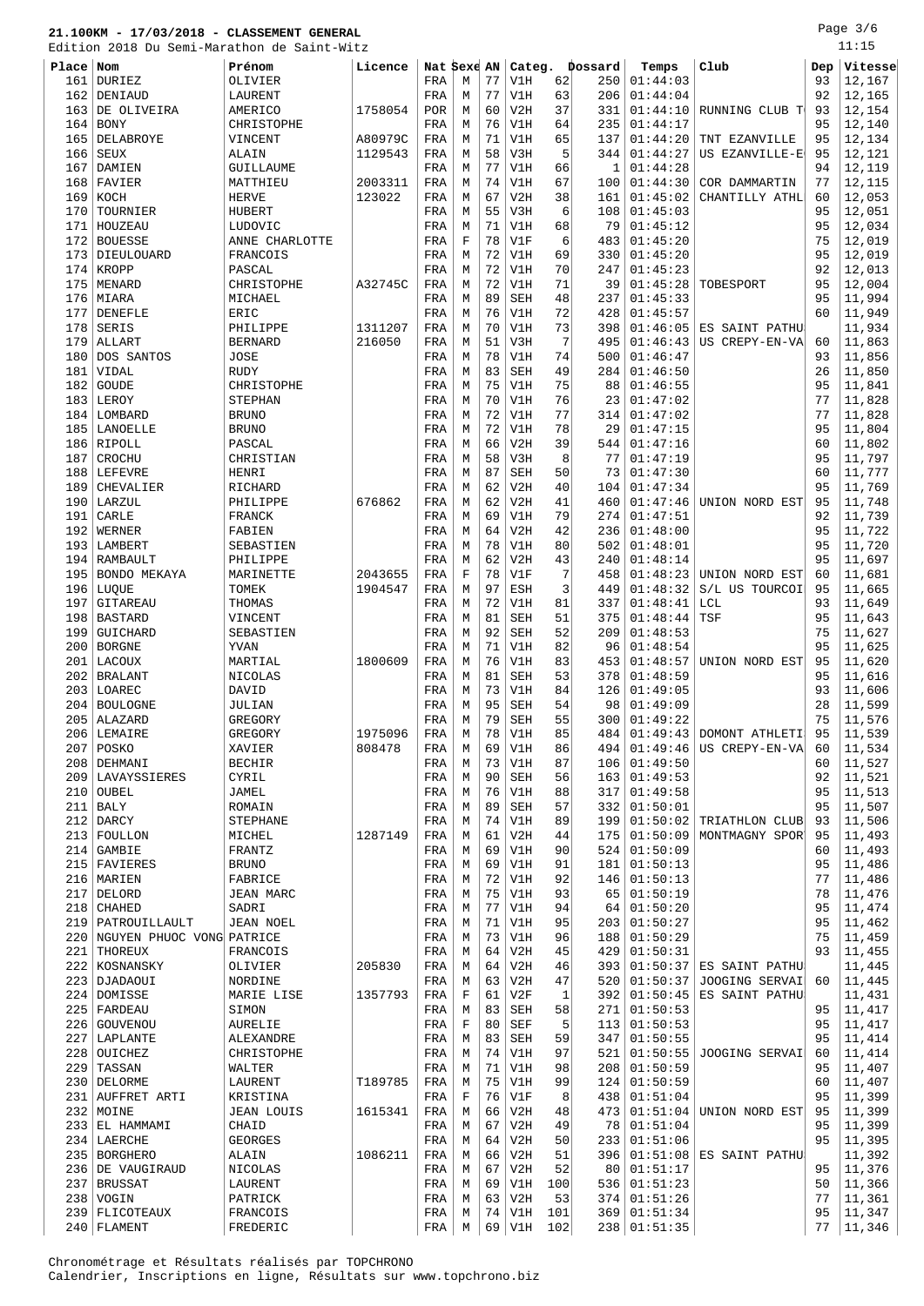# 21.100KM - 17/03/2018 - CLASSEMENT GENERAL

Edition 2018 Du Semi-Marathon de Saint-Witz

11:15

| Place | Nom | Prénom | Licence | Nat | Sexe | AN | Categ. | | Dossard | Temps | Club | Dep | Vitesse |
|---|---|---|---|---|---|---|---|---|---|---|---|---|---|
| 161 | DURIEZ | OLIVIER | | FRA | M | 77 | V1H | 62 | 250 | 01:44:03 | | 93 | 12,167 |
| 162 | DENIAUD | LAURENT | | FRA | M | 77 | V1H | 63 | 206 | 01:44:04 | | 92 | 12,165 |
| 163 | DE OLIVEIRA | AMERICO | 1758054 | POR | M | 60 | V2H | 37 | 331 | 01:44:10 | RUNNING CLUB T | 93 | 12,154 |
| 164 | BONY | CHRISTOPHE | | FRA | M | 76 | V1H | 64 | 235 | 01:44:17 | | 95 | 12,140 |
| 165 | DELABROYE | VINCENT | A80979C | FRA | M | 71 | V1H | 65 | 137 | 01:44:20 | TNT EZANVILLE | 95 | 12,134 |
| 166 | SEUX | ALAIN | 1129543 | FRA | M | 58 | V3H | 5 | 344 | 01:44:27 | US EZANVILLE-E | 95 | 12,121 |
| 167 | DAMIEN | GUILLAUME | | FRA | M | 77 | V1H | 66 | 1 | 01:44:28 | | 94 | 12,119 |
| 168 | FAVIER | MATTHIEU | 2003311 | FRA | M | 74 | V1H | 67 | 100 | 01:44:30 | COR DAMMARTIN | 77 | 12,115 |
| 169 | KOCH | HERVE | 123022 | FRA | M | 67 | V2H | 38 | 161 | 01:45:02 | CHANTILLY ATHL | 60 | 12,053 |
| 170 | TOURNIER | HUBERT | | FRA | M | 55 | V3H | 6 | 108 | 01:45:03 | | 95 | 12,051 |
| 171 | HOUZEAU | LUDOVIC | | FRA | M | 71 | V1H | 68 | 79 | 01:45:12 | | 95 | 12,034 |
| 172 | BOUESSE | ANNE CHARLOTTE | | FRA | F | 78 | V1F | 6 | 483 | 01:45:20 | | 75 | 12,019 |
| 173 | DIEULOUARD | FRANCOIS | | FRA | M | 72 | V1H | 69 | 330 | 01:45:20 | | 95 | 12,019 |
| 174 | KROPP | PASCAL | | FRA | M | 72 | V1H | 70 | 247 | 01:45:23 | | 92 | 12,013 |
| 175 | MENARD | CHRISTOPHE | A32745C | FRA | M | 72 | V1H | 71 | 39 | 01:45:28 | TOBESPORT | 95 | 12,004 |
| 176 | MIARA | MICHAEL | | FRA | M | 89 | SEH | 48 | 237 | 01:45:33 | | 95 | 11,994 |
| 177 | DENEFLE | ERIC | | FRA | M | 76 | V1H | 72 | 428 | 01:45:57 | | 60 | 11,949 |
| 178 | SERIS | PHILIPPE | 1311207 | FRA | M | 70 | V1H | 73 | 398 | 01:46:05 | ES SAINT PATHU | | 11,934 |
| 179 | ALLART | BERNARD | 216050 | FRA | M | 51 | V3H | 7 | 495 | 01:46:43 | US CREPY-EN-VA | 60 | 11,863 |
| 180 | DOS SANTOS | JOSE | | FRA | M | 78 | V1H | 74 | 500 | 01:46:47 | | 93 | 11,856 |
| 181 | VIDAL | RUDY | | FRA | M | 83 | SEH | 49 | 284 | 01:46:50 | | 26 | 11,850 |
| 182 | GOUDE | CHRISTOPHE | | FRA | M | 75 | V1H | 75 | 88 | 01:46:55 | | 95 | 11,841 |
| 183 | LEROY | STEPHAN | | FRA | M | 70 | V1H | 76 | 23 | 01:47:02 | | 77 | 11,828 |
| 184 | LOMBARD | BRUNO | | FRA | M | 72 | V1H | 77 | 314 | 01:47:02 | | 77 | 11,828 |
| 185 | LANOELLE | BRUNO | | FRA | M | 72 | V1H | 78 | 29 | 01:47:15 | | 95 | 11,804 |
| 186 | RIPOLL | PASCAL | | FRA | M | 66 | V2H | 39 | 544 | 01:47:16 | | 60 | 11,802 |
| 187 | CROCHU | CHRISTIAN | | FRA | M | 58 | V3H | 8 | 77 | 01:47:19 | | 95 | 11,797 |
| 188 | LEFEVRE | HENRI | | FRA | M | 87 | SEH | 50 | 73 | 01:47:30 | | 60 | 11,777 |
| 189 | CHEVALIER | RICHARD | | FRA | M | 62 | V2H | 40 | 104 | 01:47:34 | | 95 | 11,769 |
| 190 | LARZUL | PHILIPPE | 676862 | FRA | M | 62 | V2H | 41 | 460 | 01:47:46 | UNION NORD EST | 95 | 11,748 |
| 191 | CARLE | FRANCK | | FRA | M | 69 | V1H | 79 | 274 | 01:47:51 | | 92 | 11,739 |
| 192 | WERNER | FABIEN | | FRA | M | 64 | V2H | 42 | 236 | 01:48:00 | | 95 | 11,722 |
| 193 | LAMBERT | SEBASTIEN | | FRA | M | 78 | V1H | 80 | 502 | 01:48:01 | | 95 | 11,720 |
| 194 | RAMBAULT | PHILIPPE | | FRA | M | 62 | V2H | 43 | 240 | 01:48:14 | | 95 | 11,697 |
| 195 | BONDO MEKAYA | MARINETTE | 2043655 | FRA | F | 78 | V1F | 7 | 458 | 01:48:23 | UNION NORD EST | 60 | 11,681 |
| 196 | LUQUE | TOMEK | 1904547 | FRA | M | 97 | ESH | 3 | 449 | 01:48:32 | S/L US TOURCOI | 95 | 11,665 |
| 197 | GITAREAU | THOMAS | | FRA | M | 72 | V1H | 81 | 337 | 01:48:41 | LCL | 93 | 11,649 |
| 198 | BASTARD | VINCENT | | FRA | M | 81 | SEH | 51 | 375 | 01:48:44 | TSF | 95 | 11,643 |
| 199 | GUICHARD | SEBASTIEN | | FRA | M | 92 | SEH | 52 | 209 | 01:48:53 | | 75 | 11,627 |
| 200 | BORGNE | YVAN | | FRA | M | 71 | V1H | 82 | 96 | 01:48:54 | | 95 | 11,625 |
| 201 | LACOUX | MARTIAL | 1800609 | FRA | M | 76 | V1H | 83 | 453 | 01:48:57 | UNION NORD EST | 95 | 11,620 |
| 202 | BRALANT | NICOLAS | | FRA | M | 81 | SEH | 53 | 378 | 01:48:59 | | 95 | 11,616 |
| 203 | LOAREC | DAVID | | FRA | M | 73 | V1H | 84 | 126 | 01:49:05 | | 93 | 11,606 |
| 204 | BOULOGNE | JULIAN | | FRA | M | 95 | SEH | 54 | 98 | 01:49:09 | | 28 | 11,599 |
| 205 | ALAZARD | GREGORY | | FRA | M | 79 | SEH | 55 | 300 | 01:49:22 | | 75 | 11,576 |
| 206 | LEMAIRE | GREGORY | 1975096 | FRA | M | 78 | V1H | 85 | 484 | 01:49:43 | DOMONT ATHLETI | 95 | 11,539 |
| 207 | POSKO | XAVIER | 808478 | FRA | M | 69 | V1H | 86 | 494 | 01:49:46 | US CREPY-EN-VA | 60 | 11,534 |
| 208 | DEHMANI | BECHIR | | FRA | M | 73 | V1H | 87 | 106 | 01:49:50 | | 60 | 11,527 |
| 209 | LAVAYSSIERES | CYRIL | | FRA | M | 90 | SEH | 56 | 163 | 01:49:53 | | 92 | 11,521 |
| 210 | OUBEL | JAMEL | | FRA | M | 76 | V1H | 88 | 317 | 01:49:58 | | 95 | 11,513 |
| 211 | BALY | ROMAIN | | FRA | M | 89 | SEH | 57 | 332 | 01:50:01 | | 95 | 11,507 |
| 212 | DARCY | STEPHANE | | FRA | M | 74 | V1H | 89 | 199 | 01:50:02 | TRIATHLON CLUB | 93 | 11,506 |
| 213 | FOULLON | MICHEL | 1287149 | FRA | M | 61 | V2H | 44 | 175 | 01:50:09 | MONTMAGNY SPOR | 95 | 11,493 |
| 214 | GAMBIE | FRANTZ | | FRA | M | 69 | V1H | 90 | 524 | 01:50:09 | | 60 | 11,493 |
| 215 | FAVIERES | BRUNO | | FRA | M | 69 | V1H | 91 | 181 | 01:50:13 | | 95 | 11,486 |
| 216 | MARIEN | FABRICE | | FRA | M | 72 | V1H | 92 | 146 | 01:50:13 | | 77 | 11,486 |
| 217 | DELORD | JEAN MARC | | FRA | M | 75 | V1H | 93 | 65 | 01:50:19 | | 78 | 11,476 |
| 218 | CHAHED | SADRI | | FRA | M | 77 | V1H | 94 | 64 | 01:50:20 | | 95 | 11,474 |
| 219 | PATROUILLAULT | JEAN NOEL | | FRA | M | 71 | V1H | 95 | 203 | 01:50:27 | | 95 | 11,462 |
| 220 | NGUYEN PHUOC VONG | PATRICE | | FRA | M | 73 | V1H | 96 | 188 | 01:50:29 | | 75 | 11,459 |
| 221 | THOREUX | FRANCOIS | | FRA | M | 64 | V2H | 45 | 429 | 01:50:31 | | 93 | 11,455 |
| 222 | KOSNANSKY | OLIVIER | 205830 | FRA | M | 64 | V2H | 46 | 393 | 01:50:37 | ES SAINT PATHU | | 11,445 |
| 223 | DJADAOUI | NORDINE | | FRA | M | 63 | V2H | 47 | 520 | 01:50:37 | JOOGING SERVAI | 60 | 11,445 |
| 224 | DOMISSE | MARIE LISE | 1357793 | FRA | F | 61 | V2F | 1 | 392 | 01:50:45 | ES SAINT PATHU | | 11,431 |
| 225 | FARDEAU | SIMON | | FRA | M | 83 | SEH | 58 | 271 | 01:50:53 | | 95 | 11,417 |
| 226 | GOUVENOU | AURELIE | | FRA | F | 80 | SEF | 5 | 113 | 01:50:53 | | 95 | 11,417 |
| 227 | LAPLANTE | ALEXANDRE | | FRA | M | 83 | SEH | 59 | 347 | 01:50:55 | | 95 | 11,414 |
| 228 | OUICHEZ | CHRISTOPHE | | FRA | M | 74 | V1H | 97 | 521 | 01:50:55 | JOOGING SERVAI | 60 | 11,414 |
| 229 | TASSAN | WALTER | | FRA | M | 71 | V1H | 98 | 208 | 01:50:59 | | 95 | 11,407 |
| 230 | DELORME | LAURENT | T189785 | FRA | M | 75 | V1H | 99 | 124 | 01:50:59 | | 60 | 11,407 |
| 231 | AUFFRET ARTI | KRISTINA | | FRA | F | 76 | V1F | 8 | 438 | 01:51:04 | | 95 | 11,399 |
| 232 | MOINE | JEAN LOUIS | 1615341 | FRA | M | 66 | V2H | 48 | 473 | 01:51:04 | UNION NORD EST | 95 | 11,399 |
| 233 | EL HAMMAMI | CHAID | | FRA | M | 67 | V2H | 49 | 78 | 01:51:04 | | 95 | 11,399 |
| 234 | LAERCHE | GEORGES | | FRA | M | 64 | V2H | 50 | 233 | 01:51:06 | | 95 | 11,395 |
| 235 | BORGHERO | ALAIN | 1086211 | FRA | M | 66 | V2H | 51 | 396 | 01:51:08 | ES SAINT PATHU | | 11,392 |
| 236 | DE VAUGIRAUD | NICOLAS | | FRA | M | 67 | V2H | 52 | 80 | 01:51:17 | | 95 | 11,376 |
| 237 | BRUSSAT | LAURENT | | FRA | M | 69 | V1H | 100 | 536 | 01:51:23 | | 50 | 11,366 |
| 238 | VOGIN | PATRICK | | FRA | M | 63 | V2H | 53 | 374 | 01:51:26 | | 77 | 11,361 |
| 239 | FLICOTEAUX | FRANCOIS | | FRA | M | 74 | V1H | 101 | 369 | 01:51:34 | | 95 | 11,347 |
| 240 | FLAMENT | FREDERIC | | FRA | M | 69 | V1H | 102 | 238 | 01:51:35 | | 77 | 11,346 |

Chronométrage et Résultats réalisés par TOPCHRONO
Calendrier, Inscriptions en ligne, Résultats sur www.topchrono.biz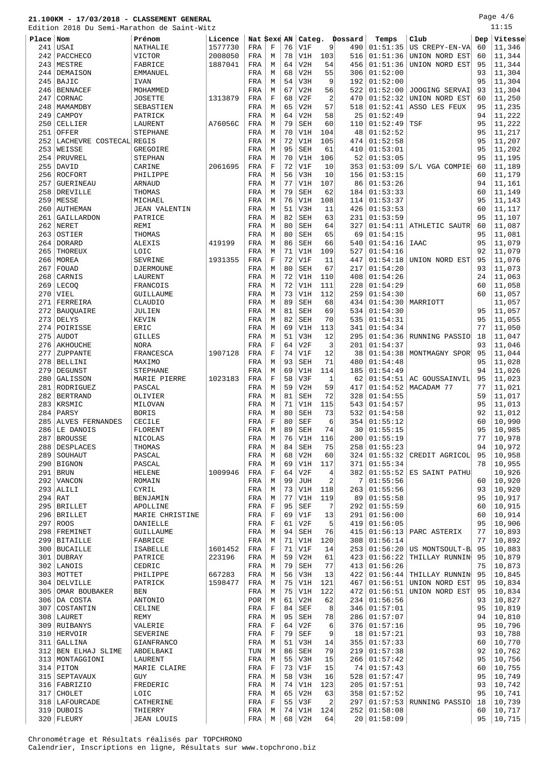# 21.100KM - 17/03/2018 - CLASSEMENT GENERAL

Edition 2018 Du Semi-Marathon de Saint-Witz

11:15

| Place | Nom | Prénom | Licence | Nat | Sexe | AN | Categ. | | Dossard | Temps | Club | Dep | Vitesse |
|---|---|---|---|---|---|---|---|---|---|---|---|---|---|
| 241 | USAI | NATHALIE | 1577730 | FRA | F | 76 | V1F | 9 | 490 | 01:51:35 | US CREPY-EN-VA | 60 | 11,346 |
| 242 | PACCHECO | VICTOR | 2008050 | FRA | M | 78 | V1H | 103 | 516 | 01:51:36 | UNION NORD EST | 60 | 11,344 |
| 243 | MESTRE | FABRICE | 1887041 | FRA | M | 64 | V2H | 54 | 456 | 01:51:36 | UNION NORD EST | 95 | 11,344 |
| 244 | DEMAISON | EMMANUEL | | FRA | M | 68 | V2H | 55 | 306 | 01:52:00 | | 93 | 11,304 |
| 245 | BAJIC | IVAN | | FRA | M | 54 | V3H | 9 | 192 | 01:52:00 | | 95 | 11,304 |
| 246 | BENNACEF | MOHAMMED | | FRA | M | 67 | V2H | 56 | 522 | 01:52:00 | JOOGING SERVAI | 93 | 11,304 |
| 247 | CORNAC | JOSETTE | 1313879 | FRA | F | 68 | V2F | 2 | 470 | 01:52:32 | UNION NORD EST | 60 | 11,250 |
| 248 | MAMAMDBY | SEBASTIEN | | FRA | M | 65 | V2H | 57 | 518 | 01:52:41 | ASSO LES FEUX | 95 | 11,235 |
| 249 | CAMPOY | PATRICK | | FRA | M | 64 | V2H | 58 | 25 | 01:52:49 | | 94 | 11,222 |
| 250 | CELLIER | LAURENT | A76056C | FRA | M | 79 | SEH | 60 | 110 | 01:52:49 | TSF | 95 | 11,222 |
| 251 | OFFER | STEPHANE | | FRA | M | 70 | V1H | 104 | 48 | 01:52:52 | | 95 | 11,217 |
| 252 | LACHEVRE COSTECAL | REGIS | | FRA | M | 72 | V1H | 105 | 474 | 01:52:58 | | 95 | 11,207 |
| 253 | WEISSE | GREGOIRE | | FRA | M | 95 | SEH | 61 | 410 | 01:53:01 | | 95 | 11,202 |
| 254 | PRUVREL | STEPHAN | | FRA | M | 70 | V1H | 106 | 52 | 01:53:05 | | 95 | 11,195 |
| 255 | DAVID | CARINE | 2061695 | FRA | F | 72 | V1F | 10 | 353 | 01:53:09 | S/L VGA COMPIE | 60 | 11,189 |
| 256 | ROCFORT | PHILIPPE | | FRA | M | 56 | V3H | 10 | 156 | 01:53:15 | | 60 | 11,179 |
| 257 | GUERINEAU | ARNAUD | | FRA | M | 77 | V1H | 107 | 86 | 01:53:26 | | 94 | 11,161 |
| 258 | DREVILLE | THOMAS | | FRA | M | 79 | SEH | 62 | 184 | 01:53:33 | | 60 | 11,149 |
| 259 | MESSE | MICHAEL | | FRA | M | 76 | V1H | 108 | 114 | 01:53:37 | | 95 | 11,143 |
| 260 | AUTHEMAN | JEAN VALENTIN | | FRA | M | 51 | V3H | 11 | 426 | 01:53:53 | | 60 | 11,117 |
| 261 | GAILLARDON | PATRICE | | FRA | M | 82 | SEH | 63 | 231 | 01:53:59 | | 95 | 11,107 |
| 262 | NERET | REMI | | FRA | M | 80 | SEH | 64 | 327 | 01:54:11 | ATHLETIC SAUTR | 60 | 11,087 |
| 263 | OSTIER | THOMAS | | FRA | M | 80 | SEH | 65 | 69 | 01:54:15 | | 95 | 11,081 |
| 264 | DORARD | ALEXIS | 419199 | FRA | M | 86 | SEH | 66 | 540 | 01:54:16 | IAAC | 95 | 11,079 |
| 265 | THOREUX | LOIC | | FRA | M | 71 | V1H | 109 | 527 | 01:54:16 | | 92 | 11,079 |
| 266 | MOREA | SEVRINE | 1931355 | FRA | F | 72 | V1F | 11 | 447 | 01:54:18 | UNION NORD EST | 95 | 11,076 |
| 267 | FOUAD | DJERMOUNE | | FRA | M | 80 | SEH | 67 | 217 | 01:54:20 | | 93 | 11,073 |
| 268 | CARNIS | LAURENT | | FRA | M | 72 | V1H | 110 | 408 | 01:54:26 | | 24 | 11,063 |
| 269 | LECOQ | FRANCOIS | | FRA | M | 72 | V1H | 111 | 228 | 01:54:29 | | 60 | 11,058 |
| 270 | VIEL | GUILLAUME | | FRA | M | 73 | V1H | 112 | 259 | 01:54:30 | | 60 | 11,057 |
| 271 | FERREIRA | CLAUDIO | | FRA | M | 89 | SEH | 68 | 434 | 01:54:30 | MARRIOTT | | 11,057 |
| 272 | BAUQUAIRE | JULIEN | | FRA | M | 81 | SEH | 69 | 534 | 01:54:30 | | 95 | 11,057 |
| 273 | DELYS | KEVIN | | FRA | M | 82 | SEH | 70 | 535 | 01:54:31 | | 95 | 11,055 |
| 274 | POIRISSE | ERIC | | FRA | M | 69 | V1H | 113 | 341 | 01:54:34 | | 77 | 11,050 |
| 275 | AUDOT | GILLES | | FRA | M | 51 | V3H | 12 | 295 | 01:54:36 | RUNNING PASSIO | 18 | 11,047 |
| 276 | AKHOUCHE | NORA | | FRA | F | 64 | V2F | 3 | 201 | 01:54:37 | | 93 | 11,046 |
| 277 | ZUPPANTE | FRANCESCA | 1907128 | FRA | F | 74 | V1F | 12 | 38 | 01:54:38 | MONTMAGNY SPOR | 95 | 11,044 |
| 278 | BELLINI | MAXIMO | | FRA | M | 93 | SEH | 71 | 480 | 01:54:48 | | 95 | 11,028 |
| 279 | DEGUNST | STEPHANE | | FRA | M | 69 | V1H | 114 | 185 | 01:54:49 | | 94 | 11,026 |
| 280 | GALISSON | MARIE PIERRE | 1023183 | FRA | F | 58 | V3F | 1 | 62 | 01:54:51 | AC GOUSSAINVIL | 95 | 11,023 |
| 281 | RODRIGUEZ | PASCAL | | FRA | M | 59 | V2H | 59 | 417 | 01:54:52 | MACADAM 77 | 77 | 11,021 |
| 282 | BERTRAND | OLIVIER | | FRA | M | 81 | SEH | 72 | 328 | 01:54:55 | | 59 | 11,017 |
| 283 | KRSMIC | MILOVAN | | FRA | M | 71 | V1H | 115 | 543 | 01:54:57 | | 95 | 11,013 |
| 284 | PARSY | BORIS | | FRA | M | 80 | SEH | 73 | 532 | 01:54:58 | | 92 | 11,012 |
| 285 | ALVES FERNANDES | CECILE | | FRA | F | 80 | SEF | 6 | 354 | 01:55:12 | | 60 | 10,990 |
| 286 | LE DANOIS | FLORENT | | FRA | M | 89 | SEH | 74 | 30 | 01:55:15 | | 95 | 10,985 |
| 287 | BROUSSE | NICOLAS | | FRA | M | 76 | V1H | 116 | 200 | 01:55:19 | | 77 | 10,978 |
| 288 | DESPLACES | THOMAS | | FRA | M | 84 | SEH | 75 | 258 | 01:55:23 | | 94 | 10,972 |
| 289 | SOUHAUT | PASCAL | | FRA | M | 68 | V2H | 60 | 324 | 01:55:32 | CREDIT AGRICOL | 95 | 10,958 |
| 290 | BIGNON | PASCAL | | FRA | M | 69 | V1H | 117 | 371 | 01:55:34 | | 78 | 10,955 |
| 291 | BRUN | HELENE | 1009946 | FRA | F | 64 | V2F | 4 | 382 | 01:55:52 | ES SAINT PATHU | | 10,926 |
| 292 | VANCON | ROMAIN | | FRA | M | 99 | JUH | 2 | 7 | 01:55:56 | | 60 | 10,920 |
| 293 | ALILI | CYRIL | | FRA | M | 73 | V1H | 118 | 263 | 01:55:56 | | 93 | 10,920 |
| 294 | RAT | BENJAMIN | | FRA | M | 77 | V1H | 119 | 89 | 01:55:58 | | 95 | 10,917 |
| 295 | BRILLET | APOLLINE | | FRA | F | 95 | SEF | 7 | 292 | 01:55:59 | | 60 | 10,915 |
| 296 | BRILLET | MARIE CHRISTINE | | FRA | F | 69 | V1F | 13 | 291 | 01:56:00 | | 60 | 10,914 |
| 297 | ROOS | DANIELLE | | FRA | F | 61 | V2F | 5 | 419 | 01:56:05 | | 95 | 10,906 |
| 298 | FREMINET | GUILLAUME | | FRA | M | 94 | SEH | 76 | 415 | 01:56:13 | PARC ASTERIX | 77 | 10,893 |
| 299 | BITAILLE | FABRICE | | FRA | M | 71 | V1H | 120 | 308 | 01:56:14 | | 77 | 10,892 |
| 300 | BUCAILLE | ISABELLE | 1601452 | FRA | F | 71 | V1F | 14 | 253 | 01:56:20 | US MONTSOULT-B | 95 | 10,883 |
| 301 | DUBRAY | PATRICE | 223196 | FRA | M | 59 | V2H | 61 | 423 | 01:56:22 | THILLAY RUNNIN | 95 | 10,879 |
| 302 | LANOIS | CEDRIC | | FRA | M | 79 | SEH | 77 | 413 | 01:56:26 | | 75 | 10,873 |
| 303 | MOTTET | PHILIPPE | 667283 | FRA | M | 56 | V3H | 13 | 422 | 01:56:44 | THILLAY RUNNIN | 95 | 10,845 |
| 304 | DELVILLE | PATRICK | 1598477 | FRA | M | 75 | V1H | 121 | 467 | 01:56:51 | UNION NORD EST | 95 | 10,834 |
| 305 | OMAR BOUBAKER | BEN | | FRA | M | 75 | V1H | 122 | 472 | 01:56:51 | UNION NORD EST | 95 | 10,834 |
| 306 | DA COSTA | ANTONIO | | POR | M | 61 | V2H | 62 | 234 | 01:56:56 | | 93 | 10,827 |
| 307 | COSTANTIN | CELINE | | FRA | F | 84 | SEF | 8 | 346 | 01:57:01 | | 95 | 10,819 |
| 308 | LAURET | REMY | | FRA | M | 95 | SEH | 78 | 286 | 01:57:07 | | 94 | 10,810 |
| 309 | RUIBANYS | VALERIE | | FRA | F | 64 | V2F | 6 | 376 | 01:57:16 | | 95 | 10,796 |
| 310 | HERVOIR | SEVERINE | | FRA | F | 79 | SEF | 9 | 18 | 01:57:21 | | 93 | 10,788 |
| 311 | GALLINA | GIANFRANCO | | FRA | M | 51 | V3H | 14 | 355 | 01:57:33 | | 60 | 10,770 |
| 312 | BEN ELHAJ SLIME | ABDELBAKI | | TUN | M | 86 | SEH | 79 | 219 | 01:57:38 | | 92 | 10,762 |
| 313 | MONTAGGIONI | LAURENT | | FRA | M | 55 | V3H | 15 | 266 | 01:57:42 | | 95 | 10,756 |
| 314 | PITON | MARIE CLAIRE | | FRA | F | 73 | V1F | 15 | 74 | 01:57:43 | | 60 | 10,755 |
| 315 | SEPTAVAUX | GUY | | FRA | M | 58 | V3H | 16 | 528 | 01:57:47 | | 95 | 10,749 |
| 316 | FABRIZIO | FREDERIC | | FRA | M | 74 | V1H | 123 | 205 | 01:57:51 | | 93 | 10,742 |
| 317 | CHOLET | LOIC | | FRA | M | 65 | V2H | 63 | 358 | 01:57:52 | | 95 | 10,741 |
| 318 | LAFOURCADE | CATHERINE | | FRA | F | 55 | V3F | 2 | 297 | 01:57:53 | RUNNING PASSIO | 18 | 10,739 |
| 319 | DUBOIS | THIERRY | | FRA | M | 74 | V1H | 124 | 252 | 01:58:08 | | 60 | 10,717 |
| 320 | FLEURY | JEAN LOUIS | | FRA | M | 68 | V2H | 64 | 20 | 01:58:09 | | 95 | 10,715 |

Chronométrage et Résultats réalisés par TOPCHRONO
Calendrier, Inscriptions en ligne, Résultats sur www.topchrono.biz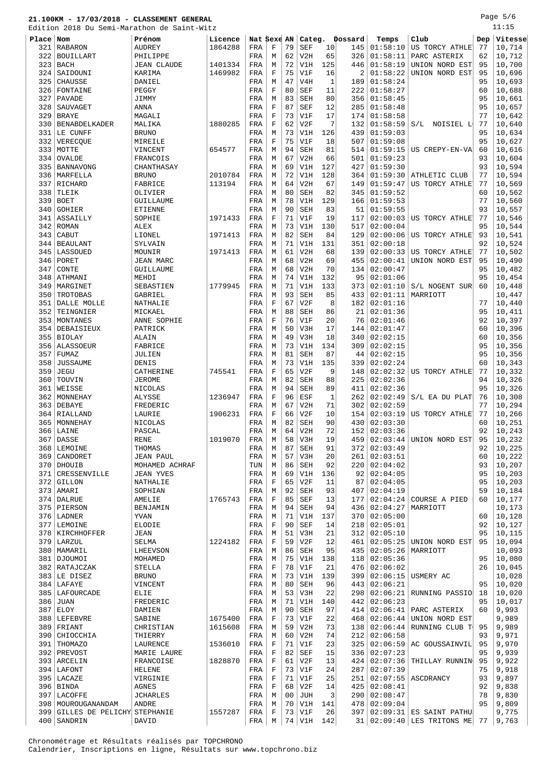# 21.100KM - 17/03/2018 - CLASSEMENT GENERAL

Edition 2018 Du Semi-Marathon de Saint-Witz

11:15

| Place | Nom | Prénom | Licence | Nat | Sexe | AN | Categ. | | Dossard | Temps | Club | Dep | Vitesse |
|---|---|---|---|---|---|---|---|---|---|---|---|---|---|
| 321 | RABARON | AUDREY | 1864288 | FRA | F | 79 | SEF | 10 | 145 | 01:58:10 | US TORCY ATHLE | 77 | 10,714 |
| 322 | BOUILLART | PHILIPPE | | FRA | M | 62 | V2H | 65 | 326 | 01:58:11 | PARC ASTERIX | 62 | 10,712 |
| 323 | BACH | JEAN CLAUDE | 1401334 | FRA | M | 72 | V1H | 125 | 446 | 01:58:19 | UNION NORD EST | 95 | 10,700 |
| 324 | SAIDOUNI | KARIMA | 1469982 | FRA | F | 75 | V1F | 16 | 2 | 01:58:22 | UNION NORD EST | 95 | 10,696 |
| 325 | CHAUSSE | DANIEL | | FRA | M | 47 | V4H | 1 | 189 | 01:58:24 | | 95 | 10,693 |
| 326 | FONTAINE | PEGGY | | FRA | F | 80 | SEF | 11 | 222 | 01:58:27 | | 60 | 10,688 |
| 327 | PAVADE | JIMMY | | FRA | M | 83 | SEH | 80 | 356 | 01:58:45 | | 95 | 10,661 |
| 328 | SAUVAGET | ANNA | | FRA | F | 87 | SEF | 12 | 285 | 01:58:48 | | 95 | 10,657 |
| 329 | BRAYE | MAGALI | | FRA | F | 73 | V1F | 17 | 174 | 01:58:58 | | 77 | 10,642 |
| 330 | BENABDELKADER | MALIKA | 1880285 | FRA | F | 62 | V2F | 7 | 132 | 01:58:59 | S/L NOISIEL L | 77 | 10,640 |
| 331 | LE CUNFF | BRUNO | | FRA | M | 73 | V1H | 126 | 439 | 01:59:03 | | 95 | 10,634 |
| 332 | VERECQUE | MIREILE | | FRA | F | 75 | V1F | 18 | 507 | 01:59:08 | | 95 | 10,627 |
| 333 | MOTTE | VINCENT | 654577 | FRA | M | 94 | SEH | 81 | 514 | 01:59:15 | US CREPY-EN-VA | 60 | 10,616 |
| 334 | OVALDE | FRANCOIS | | FRA | M | 67 | V2H | 66 | 501 | 01:59:23 | | 93 | 10,604 |
| 335 | BANNAVONG | CHANTHASAY | | FRA | M | 69 | V1H | 127 | 427 | 01:59:30 | | 93 | 10,594 |
| 336 | MARFELLA | BRUNO | 2010784 | FRA | M | 72 | V1H | 128 | 364 | 01:59:30 | ATHLETIC CLUB | 77 | 10,594 |
| 337 | RICHARD | FABRICE | 113194 | FRA | M | 64 | V2H | 67 | 149 | 01:59:47 | US TORCY ATHLE | 77 | 10,569 |
| 338 | TLEIK | OLIVIER | | FRA | M | 80 | SEH | 82 | 345 | 01:59:52 | | 60 | 10,562 |
| 339 | BOET | GUILLAUME | | FRA | M | 78 | V1H | 129 | 166 | 01:59:53 | | 77 | 10,560 |
| 340 | GOHIER | ETIENNE | | FRA | M | 90 | SEH | 83 | 51 | 01:59:55 | | 93 | 10,557 |
| 341 | ASSAILLY | SOPHIE | 1971433 | FRA | F | 71 | V1F | 19 | 117 | 02:00:03 | US TORCY ATHLE | 77 | 10,546 |
| 342 | ROMAN | ALEX | | FRA | M | 73 | V1H | 130 | 517 | 02:00:04 | | 95 | 10,544 |
| 343 | CABUT | LIONEL | 1971413 | FRA | M | 82 | SEH | 84 | 129 | 02:00:06 | US TORCY ATHLE | 93 | 10,541 |
| 344 | BEAULANT | SYLVAIN | | FRA | M | 71 | V1H | 131 | 351 | 02:00:18 | | 92 | 10,524 |
| 345 | LASSOUED | MOUNIR | 1971413 | FRA | M | 61 | V2H | 68 | 139 | 02:00:33 | US TORCY ATHLE | 77 | 10,502 |
| 346 | PORET | JEAN MARC | | FRA | M | 68 | V2H | 69 | 455 | 02:00:41 | UNION NORD EST | 95 | 10,490 |
| 347 | CONTE | GUILLAUME | | FRA | M | 68 | V2H | 70 | 134 | 02:00:47 | | 95 | 10,482 |
| 348 | ATHMANI | MEHDI | | FRA | M | 74 | V1H | 132 | 95 | 02:01:06 | | 95 | 10,454 |
| 349 | MARGINET | SEBASTIEN | 1779945 | FRA | M | 71 | V1H | 133 | 373 | 02:01:10 | S/L NOGENT SUR | 60 | 10,448 |
| 350 | TROTOBAS | GABRIEL | | FRA | M | 93 | SEH | 85 | 433 | 02:01:11 | MARRIOTT | | 10,447 |
| 351 | DALLE MOLLE | NATHALIE | | FRA | F | 67 | V2F | 8 | 182 | 02:01:16 | | 77 | 10,440 |
| 352 | TEINGNIER | MICKAEL | | FRA | M | 88 | SEH | 86 | 21 | 02:01:36 | | 95 | 10,411 |
| 353 | MONTANES | ANNE SOPHIE | | FRA | F | 76 | V1F | 20 | 76 | 02:01:46 | | 92 | 10,397 |
| 354 | DEBAISIEUX | PATRICK | | FRA | M | 50 | V3H | 17 | 144 | 02:01:47 | | 60 | 10,396 |
| 355 | BIOLAY | ALAIN | | FRA | M | 49 | V3H | 18 | 340 | 02:02:15 | | 60 | 10,356 |
| 356 | ALASSOEUR | FABRICE | | FRA | M | 73 | V1H | 134 | 309 | 02:02:15 | | 95 | 10,356 |
| 357 | FUMAZ | JULIEN | | FRA | M | 81 | SEH | 87 | 44 | 02:02:15 | | 95 | 10,356 |
| 358 | JUSSAUME | DENIS | | FRA | M | 73 | V1H | 135 | 339 | 02:02:24 | | 60 | 10,343 |
| 359 | JEGU | CATHERINE | 745541 | FRA | F | 65 | V2F | 9 | 148 | 02:02:32 | US TORCY ATHLE | 77 | 10,332 |
| 360 | TOUVIN | JEROME | | FRA | M | 82 | SEH | 88 | 225 | 02:02:36 | | 94 | 10,326 |
| 361 | WEISSE | NICOLAS | | FRA | M | 94 | SEH | 89 | 411 | 02:02:36 | | 95 | 10,326 |
| 362 | MONNEHAY | ALYSSE | 1236947 | FRA | F | 96 | ESF | 1 | 262 | 02:02:49 | S/L EA DU PLAT | 76 | 10,308 |
| 363 | DEBAYE | FREDERIC | | FRA | M | 67 | V2H | 71 | 302 | 02:02:59 | | 77 | 10,294 |
| 364 | RIALLAND | LAURIE | 1906231 | FRA | F | 66 | V2F | 10 | 154 | 02:03:19 | US TORCY ATHLE | 77 | 10,266 |
| 365 | MONNEHAY | NICOLAS | | FRA | M | 82 | SEH | 90 | 430 | 02:03:30 | | 60 | 10,251 |
| 366 | LAINE | PASCAL | | FRA | M | 64 | V2H | 72 | 152 | 02:03:36 | | 92 | 10,243 |
| 367 | DASSE | RENE | 1019070 | FRA | M | 58 | V3H | 19 | 459 | 02:03:44 | UNION NORD EST | 95 | 10,232 |
| 368 | LEMOINE | THOMAS | | FRA | M | 87 | SEH | 91 | 372 | 02:03:49 | | 92 | 10,225 |
| 369 | CANDORET | JEAN PAUL | | FRA | M | 57 | V3H | 20 | 261 | 02:03:51 | | 60 | 10,222 |
| 370 | DHOUIB | MOHAMED ACHRAF | | TUN | M | 86 | SEH | 92 | 220 | 02:04:02 | | 93 | 10,207 |
| 371 | CRESSENVILLE | JEAN YVES | | FRA | M | 69 | V1H | 136 | 92 | 02:04:05 | | 95 | 10,203 |
| 372 | GILLON | NATHALIE | | FRA | F | 65 | V2F | 11 | 87 | 02:04:05 | | 95 | 10,203 |
| 373 | AMARI | SOPHIAN | | FRA | M | 92 | SEH | 93 | 407 | 02:04:19 | | 59 | 10,184 |
| 374 | DALRUE | AMELIE | 1765743 | FRA | F | 85 | SEF | 13 | 177 | 02:04:24 | COURSE A PIED | 60 | 10,177 |
| 375 | PIERSON | BENJAMIN | | FRA | M | 94 | SEH | 94 | 436 | 02:04:27 | MARRIOTT | | 10,173 |
| 376 | LADNER | YVAN | | FRA | M | 71 | V1H | 137 | 370 | 02:05:00 | | 60 | 10,128 |
| 377 | LEMOINE | ELODIE | | FRA | F | 90 | SEF | 14 | 218 | 02:05:01 | | 92 | 10,127 |
| 378 | KIRCHHOFFER | JEAN | | FRA | M | 51 | V3H | 21 | 312 | 02:05:10 | | 95 | 10,115 |
| 379 | LARZUL | SELMA | 1224182 | FRA | F | 59 | V2F | 12 | 461 | 02:05:25 | UNION NORD EST | 95 | 10,094 |
| 380 | MAMARIL | LHEEVSON | | FRA | M | 86 | SEH | 95 | 435 | 02:05:26 | MARRIOTT | | 10,093 |
| 381 | DJOUMOI | MOHAMED | | FRA | M | 75 | V1H | 138 | 118 | 02:05:36 | | 95 | 10,080 |
| 382 | RATAJCZAK | STELLA | | FRA | F | 78 | V1F | 21 | 476 | 02:06:02 | | 26 | 10,045 |
| 383 | LE DISEZ | BRUNO | | FRA | M | 73 | V1H | 139 | 399 | 02:06:15 | USMERY AC | | 10,028 |
| 384 | LAFAYE | VINCENT | | FRA | M | 80 | SEH | 96 | 443 | 02:06:21 | | 95 | 10,020 |
| 385 | LAFOURCADE | ELIE | | FRA | M | 53 | V3H | 22 | 298 | 02:06:21 | RUNNING PASSIO | 18 | 10,020 |
| 386 | JUAN | FREDERIC | | FRA | M | 71 | V1H | 140 | 442 | 02:06:23 | | 95 | 10,017 |
| 387 | ELOY | DAMIEN | | FRA | M | 90 | SEH | 97 | 414 | 02:06:41 | PARC ASTERIX | 60 | 9,993 |
| 388 | LEFEBVRE | SABINE | 1675400 | FRA | F | 73 | V1F | 22 | 468 | 02:06:44 | UNION NORD EST | | 9,989 |
| 389 | FRIANT | CHRISTIAN | 1615608 | FRA | M | 59 | V2H | 73 | 138 | 02:06:44 | RUNNING CLUB T | 95 | 9,989 |
| 390 | CHIOCCHIA | THIERRY | | FRA | M | 60 | V2H | 74 | 212 | 02:06:58 | | 93 | 9,971 |
| 391 | THOMAZO | LAURENCE | 1536010 | FRA | F | 71 | V1F | 23 | 325 | 02:06:59 | AC GOUSSAINVIL | 95 | 9,970 |
| 392 | PREVOST | MARIE LAURE | | FRA | F | 82 | SEF | 15 | 336 | 02:07:23 | | 95 | 9,939 |
| 393 | ARCELIN | FRANCOISE | 1828870 | FRA | F | 61 | V2F | 13 | 424 | 02:07:36 | THILLAY RUNNIN | 95 | 9,922 |
| 394 | LAFONT | HELENE | | FRA | F | 73 | V1F | 24 | 287 | 02:07:39 | | 75 | 9,918 |
| 395 | LACAZE | VIRGINIE | | FRA | F | 71 | V1F | 25 | 251 | 02:07:55 | ASCDRANCY | 93 | 9,897 |
| 396 | BINDA | AGNES | | FRA | F | 68 | V2F | 14 | 425 | 02:08:41 | | 92 | 9,838 |
| 397 | LACOFFE | JCHARLES | | FRA | M | 00 | JUH | 3 | 290 | 02:08:47 | | 78 | 9,830 |
| 398 | MOUROUGANANDAM | ANDRE | | FRA | M | 70 | V1H | 141 | 478 | 02:09:04 | | 95 | 9,809 |
| 399 | GILLES DE PELICHY | STEPHANIE | 1557287 | FRA | F | 73 | V1F | 26 | 397 | 02:09:31 | ES SAINT PATHU | | 9,775 |
| 400 | SANDRIN | DAVID | | FRA | M | 74 | V1H | 142 | 31 | 02:09:40 | LES TRITONS ME | 77 | 9,763 |

Chronométrage et Résultats réalisés par TOPCHRONO
Calendrier, Inscriptions en ligne, Résultats sur www.topchrono.biz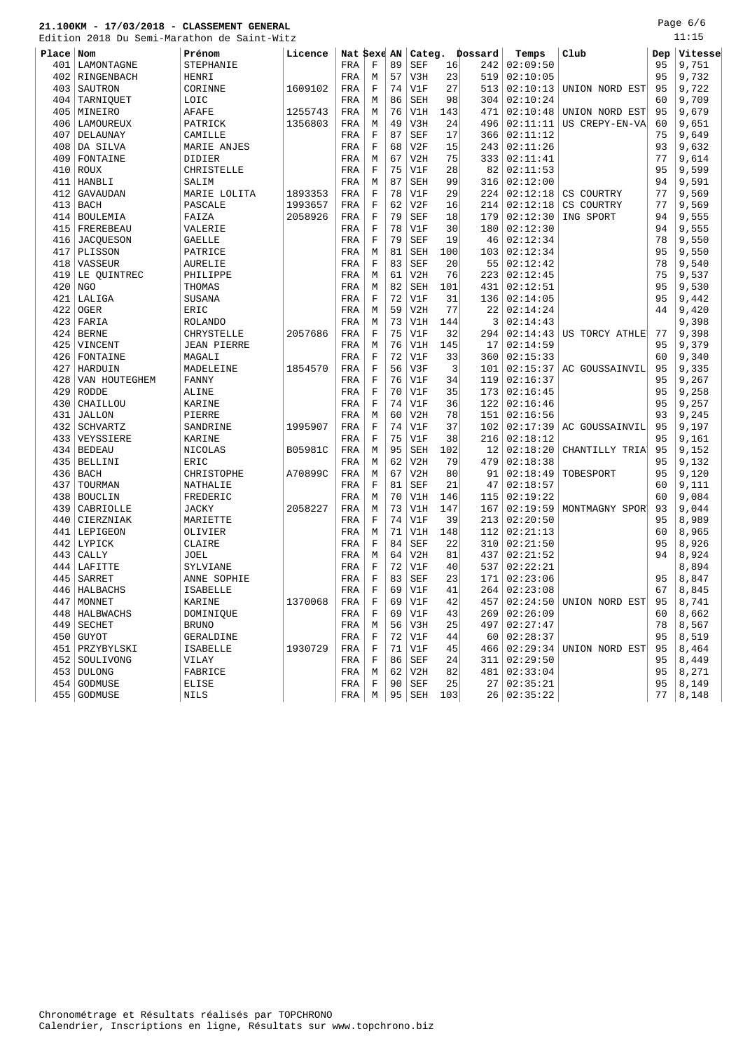# 21.100KM - 17/03/2018 - CLASSEMENT GENERAL

Edition 2018 Du Semi-Marathon de Saint-Witz

11:15

| Place | Nom | Prénom | Licence | Nat | Sexe | AN | Categ. | | Dossard | Temps | Club | Dep | Vitesse |
|---|---|---|---|---|---|---|---|---|---|---|---|---|---|
| 401 | LAMONTAGNE | STEPHANIE | | FRA | F | 89 | SEF | 16 | 242 | 02:09:50 | | 95 | 9,751 |
| 402 | RINGENBACH | HENRI | | FRA | M | 57 | V3H | 23 | 519 | 02:10:05 | | 95 | 9,732 |
| 403 | SAUTRON | CORINNE | 1609102 | FRA | F | 74 | V1F | 27 | 513 | 02:10:13 | UNION NORD EST | 95 | 9,722 |
| 404 | TARNIQUET | LOIC | | FRA | M | 86 | SEH | 98 | 304 | 02:10:24 | | 60 | 9,709 |
| 405 | MINEIRO | AFAFE | 1255743 | FRA | M | 76 | V1H | 143 | 471 | 02:10:48 | UNION NORD EST | 95 | 9,679 |
| 406 | LAMOUREUX | PATRICK | 1356803 | FRA | M | 49 | V3H | 24 | 496 | 02:11:11 | US CREPY-EN-VA | 60 | 9,651 |
| 407 | DELAUNAY | CAMILLE | | FRA | F | 87 | SEF | 17 | 366 | 02:11:12 | | 75 | 9,649 |
| 408 | DA SILVA | MARIE ANJES | | FRA | F | 68 | V2F | 15 | 243 | 02:11:26 | | 93 | 9,632 |
| 409 | FONTAINE | DIDIER | | FRA | M | 67 | V2H | 75 | 333 | 02:11:41 | | 77 | 9,614 |
| 410 | ROUX | CHRISTELLE | | FRA | F | 75 | V1F | 28 | 82 | 02:11:53 | | 95 | 9,599 |
| 411 | HANBLI | SALIM | | FRA | M | 87 | SEH | 99 | 316 | 02:12:00 | | 94 | 9,591 |
| 412 | GAVAUDAN | MARIE LOLITA | 1893353 | FRA | F | 78 | V1F | 29 | 224 | 02:12:18 | CS COURTRY | 77 | 9,569 |
| 413 | BACH | PASCALE | 1993657 | FRA | F | 62 | V2F | 16 | 214 | 02:12:18 | CS COURTRY | 77 | 9,569 |
| 414 | BOULEMIA | FAIZA | 2058926 | FRA | F | 79 | SEF | 18 | 179 | 02:12:30 | ING SPORT | 94 | 9,555 |
| 415 | FREREBEAU | VALERIE | | FRA | F | 78 | V1F | 30 | 180 | 02:12:30 | | 94 | 9,555 |
| 416 | JACQUESON | GAELLE | | FRA | F | 79 | SEF | 19 | 46 | 02:12:34 | | 78 | 9,550 |
| 417 | PLISSON | PATRICE | | FRA | M | 81 | SEH | 100 | 103 | 02:12:34 | | 95 | 9,550 |
| 418 | VASSEUR | AURELIE | | FRA | F | 83 | SEF | 20 | 55 | 02:12:42 | | 78 | 9,540 |
| 419 | LE QUINTREC | PHILIPPE | | FRA | M | 61 | V2H | 76 | 223 | 02:12:45 | | 75 | 9,537 |
| 420 | NGO | THOMAS | | FRA | M | 82 | SEH | 101 | 431 | 02:12:51 | | 95 | 9,530 |
| 421 | LALIGA | SUSANA | | FRA | F | 72 | V1F | 31 | 136 | 02:14:05 | | 95 | 9,442 |
| 422 | OGER | ERIC | | FRA | M | 59 | V2H | 77 | 22 | 02:14:24 | | 44 | 9,420 |
| 423 | FARIA | ROLANDO | | FRA | M | 73 | V1H | 144 | 3 | 02:14:43 | | | 9,398 |
| 424 | BERNE | CHRYSTELLE | 2057686 | FRA | F | 75 | V1F | 32 | 294 | 02:14:43 | US TORCY ATHLE | 77 | 9,398 |
| 425 | VINCENT | JEAN PIERRE | | FRA | M | 76 | V1H | 145 | 17 | 02:14:59 | | 95 | 9,379 |
| 426 | FONTAINE | MAGALI | | FRA | F | 72 | V1F | 33 | 360 | 02:15:33 | | 60 | 9,340 |
| 427 | HARDUIN | MADELEINE | 1854570 | FRA | F | 56 | V3F | 3 | 101 | 02:15:37 | AC GOUSSAINVIL | 95 | 9,335 |
| 428 | VAN HOUTEGHEM | FANNY | | FRA | F | 76 | V1F | 34 | 119 | 02:16:37 | | 95 | 9,267 |
| 429 | RODDE | ALINE | | FRA | F | 70 | V1F | 35 | 173 | 02:16:45 | | 95 | 9,258 |
| 430 | CHAILLOU | KARINE | | FRA | F | 74 | V1F | 36 | 122 | 02:16:46 | | 95 | 9,257 |
| 431 | JALLON | PIERRE | | FRA | M | 60 | V2H | 78 | 151 | 02:16:56 | | 93 | 9,245 |
| 432 | SCHVARTZ | SANDRINE | 1995907 | FRA | F | 74 | V1F | 37 | 102 | 02:17:39 | AC GOUSSAINVIL | 95 | 9,197 |
| 433 | VEYSSIERE | KARINE | | FRA | F | 75 | V1F | 38 | 216 | 02:18:12 | | 95 | 9,161 |
| 434 | BEDEAU | NICOLAS | B05981C | FRA | M | 95 | SEH | 102 | 12 | 02:18:20 | CHANTILLY TRIA | 95 | 9,152 |
| 435 | BELLINI | ERIC | | FRA | M | 62 | V2H | 79 | 479 | 02:18:38 | | 95 | 9,132 |
| 436 | BACH | CHRISTOPHE | A70899C | FRA | M | 67 | V2H | 80 | 91 | 02:18:49 | TOBESPORT | 95 | 9,120 |
| 437 | TOURMAN | NATHALIE | | FRA | F | 81 | SEF | 21 | 47 | 02:18:57 | | 60 | 9,111 |
| 438 | BOUCLIN | FREDERIC | | FRA | M | 70 | V1H | 146 | 115 | 02:19:22 | | 60 | 9,084 |
| 439 | CABRIOLLE | JACKY | 2058227 | FRA | M | 73 | V1H | 147 | 167 | 02:19:59 | MONTMAGNY SPOR | 93 | 9,044 |
| 440 | CIERZNIAK | MARIETTE | | FRA | F | 74 | V1F | 39 | 213 | 02:20:50 | | 95 | 8,989 |
| 441 | LEPIGEON | OLIVIER | | FRA | M | 71 | V1H | 148 | 112 | 02:21:13 | | 60 | 8,965 |
| 442 | LYPICK | CLAIRE | | FRA | F | 84 | SEF | 22 | 310 | 02:21:50 | | 95 | 8,926 |
| 443 | CALLY | JOEL | | FRA | M | 64 | V2H | 81 | 437 | 02:21:52 | | 94 | 8,924 |
| 444 | LAFITTE | SYLVIANE | | FRA | F | 72 | V1F | 40 | 537 | 02:22:21 | | | 8,894 |
| 445 | SARRET | ANNE SOPHIE | | FRA | F | 83 | SEF | 23 | 171 | 02:23:06 | | 95 | 8,847 |
| 446 | HALBACHS | ISABELLE | | FRA | F | 69 | V1F | 41 | 264 | 02:23:08 | | 67 | 8,845 |
| 447 | MONNET | KARINE | 1370068 | FRA | F | 69 | V1F | 42 | 457 | 02:24:50 | UNION NORD EST | 95 | 8,741 |
| 448 | HALBWACHS | DOMINIQUE | | FRA | F | 69 | V1F | 43 | 269 | 02:26:09 | | 60 | 8,662 |
| 449 | SECHET | BRUNO | | FRA | M | 56 | V3H | 25 | 497 | 02:27:47 | | 78 | 8,567 |
| 450 | GUYOT | GERALDINE | | FRA | F | 72 | V1F | 44 | 60 | 02:28:37 | | 95 | 8,519 |
| 451 | PRZYBYLSKI | ISABELLE | 1930729 | FRA | F | 71 | V1F | 45 | 466 | 02:29:34 | UNION NORD EST | 95 | 8,464 |
| 452 | SOULIVONG | VILAY | | FRA | F | 86 | SEF | 24 | 311 | 02:29:50 | | 95 | 8,449 |
| 453 | DULONG | FABRICE | | FRA | M | 62 | V2H | 82 | 481 | 02:33:04 | | 95 | 8,271 |
| 454 | GODMUSE | ELISE | | FRA | F | 90 | SEF | 25 | 27 | 02:35:21 | | 95 | 8,149 |
| 455 | GODMUSE | NILS | | FRA | M | 95 | SEH | 103 | 26 | 02:35:22 | | 77 | 8,148 |

Chronométrage et Résultats réalisés par TOPCHRONO
Calendrier, Inscriptions en ligne, Résultats sur www.topchrono.biz